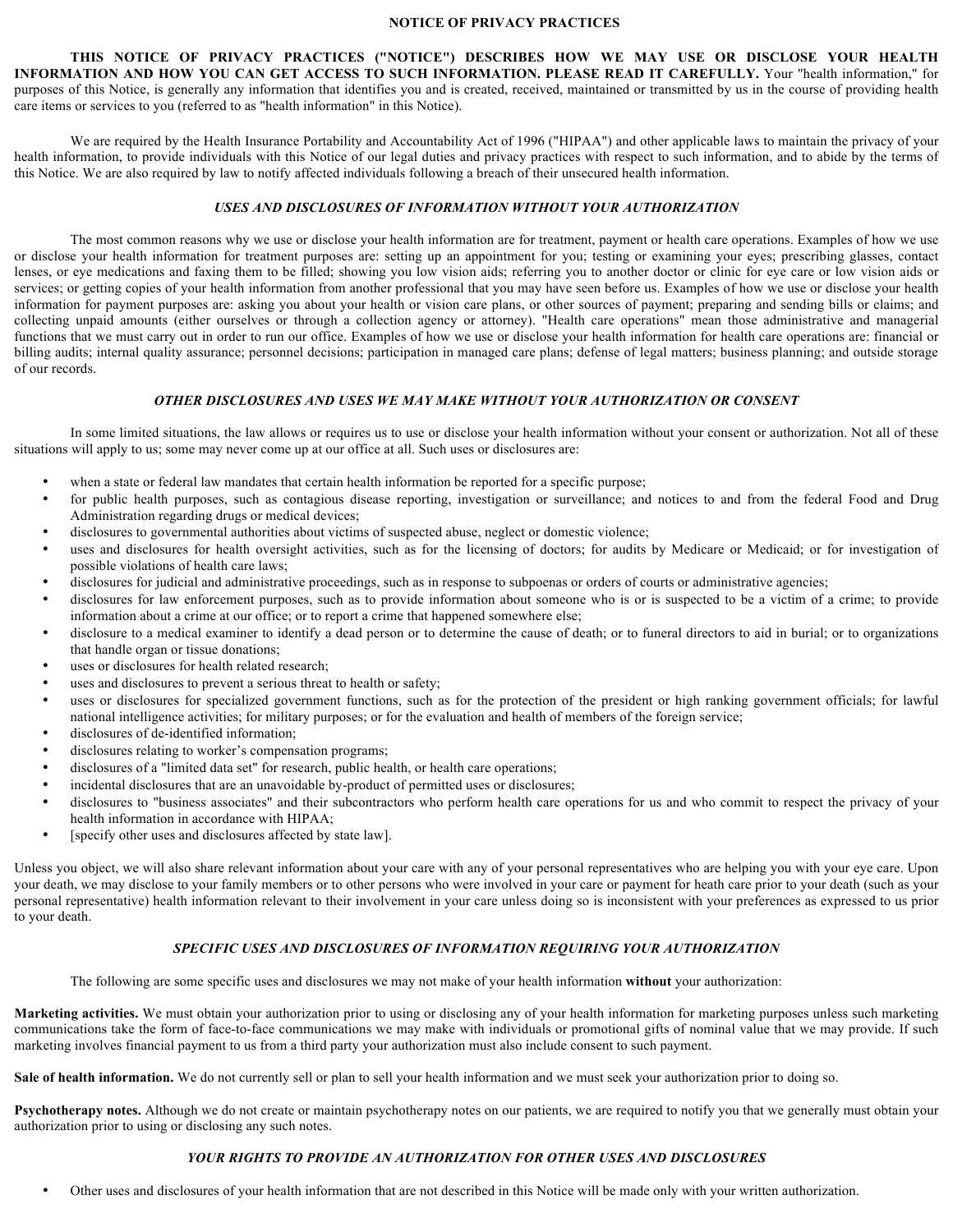# NOTICE OF PRIVACY PRACTICES

**THIS NOTICE OF PRIVACY PRACTICES ("NOTICE") DESCRIBES HOW WE MAY USE OR DISCLOSE YOUR HEALTH INFORMATION AND HOW YOU CAN GET ACCESS TO SUCH INFORMATION. PLEASE READ IT CAREFULLY.** Your "health information," for purposes of this Notice, is generally any information that identifies you and is created, received, maintained or transmitted by us in the course of providing health care items or services to you (referred to as "health information" in this Notice).

We are required by the Health Insurance Portability and Accountability Act of 1996 ("HIPAA") and other applicable laws to maintain the privacy of your health information, to provide individuals with this Notice of our legal duties and privacy practices with respect to such information, and to abide by the terms of this Notice. We are also required by law to notify affected individuals following a breach of their unsecured health information.

## *USES AND DISCLOSURES OF INFORMATION WITHOUT YOUR AUTHORIZATION*

The most common reasons why we use or disclose your health information are for treatment, payment or health care operations. Examples of how we use or disclose your health information for treatment purposes are: setting up an appointment for you; testing or examining your eyes; prescribing glasses, contact lenses, or eye medications and faxing them to be filled; showing you low vision aids; referring you to another doctor or clinic for eye care or low vision aids or services; or getting copies of your health information from another professional that you may have seen before us. Examples of how we use or disclose your health information for payment purposes are: asking you about your health or vision care plans, or other sources of payment; preparing and sending bills or claims; and collecting unpaid amounts (either ourselves or through a collection agency or attorney). "Health care operations" mean those administrative and managerial functions that we must carry out in order to run our office. Examples of how we use or disclose your health information for health care operations are: financial or billing audits; internal quality assurance; personnel decisions; participation in managed care plans; defense of legal matters; business planning; and outside storage of our records.

## *OTHER DISCLOSURES AND USES WE MAY MAKE WITHOUT YOUR AUTHORIZATION OR CONSENT*

In some limited situations, the law allows or requires us to use or disclose your health information without your consent or authorization. Not all of these situations will apply to us; some may never come up at our office at all. Such uses or disclosures are:

- when a state or federal law mandates that certain health information be reported for a specific purpose;
- for public health purposes, such as contagious disease reporting, investigation or surveillance; and notices to and from the federal Food and Drug Administration regarding drugs or medical devices;
- disclosures to governmental authorities about victims of suspected abuse, neglect or domestic violence;
- uses and disclosures for health oversight activities, such as for the licensing of doctors; for audits by Medicare or Medicaid; or for investigation of possible violations of health care laws;
- disclosures for judicial and administrative proceedings, such as in response to subpoenas or orders of courts or administrative agencies;
- disclosures for law enforcement purposes, such as to provide information about someone who is or is suspected to be a victim of a crime; to provide information about a crime at our office; or to report a crime that happened somewhere else;
- disclosure to a medical examiner to identify a dead person or to determine the cause of death; or to funeral directors to aid in burial; or to organizations that handle organ or tissue donations;
- uses or disclosures for health related research;
- uses and disclosures to prevent a serious threat to health or safety;
- uses or disclosures for specialized government functions, such as for the protection of the president or high ranking government officials; for lawful national intelligence activities; for military purposes; or for the evaluation and health of members of the foreign service;
- disclosures of de-identified information;
- disclosures relating to worker's compensation programs;
- disclosures of a "limited data set" for research, public health, or health care operations;
- incidental disclosures that are an unavoidable by-product of permitted uses or disclosures;
- disclosures to "business associates" and their subcontractors who perform health care operations for us and who commit to respect the privacy of your health information in accordance with HIPAA;
- [specify other uses and disclosures affected by state law].

Unless you object, we will also share relevant information about your care with any of your personal representatives who are helping you with your eye care. Upon your death, we may disclose to your family members or to other persons who were involved in your care or payment for heath care prior to your death (such as your personal representative) health information relevant to their involvement in your care unless doing so is inconsistent with your preferences as expressed to us prior to your death.

## *SPECIFIC USES AND DISCLOSURES OF INFORMATION REQUIRING YOUR AUTHORIZATION*

The following are some specific uses and disclosures we may not make of your health information **without** your authorization:

**Marketing activities.** We must obtain your authorization prior to using or disclosing any of your health information for marketing purposes unless such marketing communications take the form of face-to-face communications we may make with individuals or promotional gifts of nominal value that we may provide. If such marketing involves financial payment to us from a third party your authorization must also include consent to such payment.

**Sale of health information.** We do not currently sell or plan to sell your health information and we must seek your authorization prior to doing so.

**Psychotherapy notes.** Although we do not create or maintain psychotherapy notes on our patients, we are required to notify you that we generally must obtain your authorization prior to using or disclosing any such notes.

## *YOUR RIGHTS TO PROVIDE AN AUTHORIZATION FOR OTHER USES AND DISCLOSURES*

- Other uses and disclosures of your health information that are not described in this Notice will be made only with your written authorization.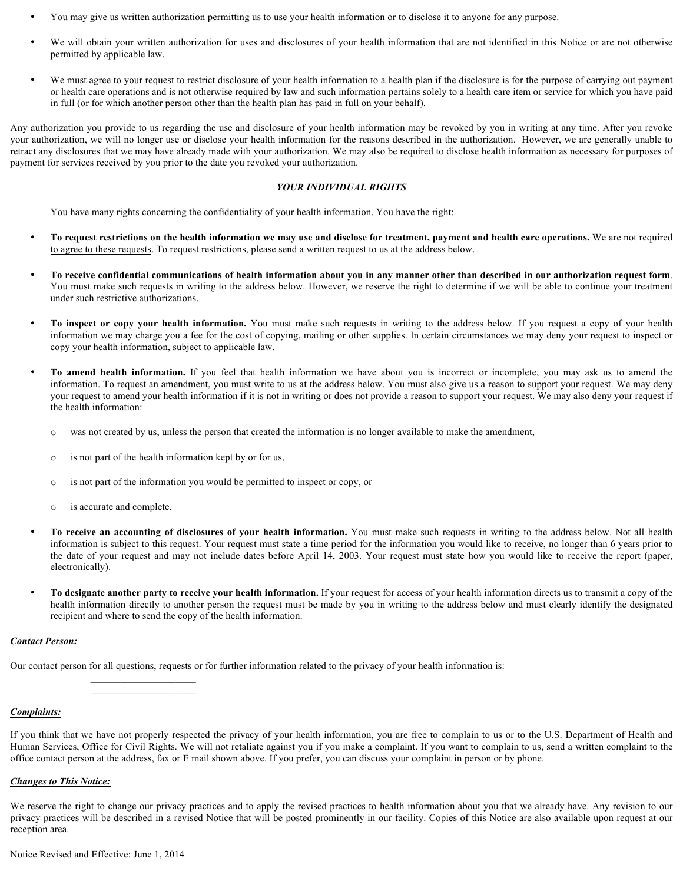- You may give us written authorization permitting us to use your health information or to disclose it to anyone for any purpose.

- We will obtain your written authorization for uses and disclosures of your health information that are not identified in this Notice or are not otherwise permitted by applicable law.

- We must agree to your request to restrict disclosure of your health information to a health plan if the disclosure is for the purpose of carrying out payment or health care operations and is not otherwise required by law and such information pertains solely to a health care item or service for which you have paid in full (or for which another person other than the health plan has paid in full on your behalf).

Any authorization you provide to us regarding the use and disclosure of your health information may be revoked by you in writing at any time. After you revoke your authorization, we will no longer use or disclose your health information for the reasons described in the authorization. However, we are generally unable to retract any disclosures that we may have already made with your authorization. We may also be required to disclose health information as necessary for purposes of payment for services received by you prior to the date you revoked your authorization.

### *YOUR INDIVIDUAL RIGHTS*

You have many rights concerning the confidentiality of your health information. You have the right:

- **To request restrictions on the health information we may use and disclose for treatment, payment and health care operations.** <u>We are not required to agree to these requests</u>. To request restrictions, please send a written request to us at the address below.

- **To receive confidential communications of health information about you in any manner other than described in our authorization request form**. You must make such requests in writing to the address below. However, we reserve the right to determine if we will be able to continue your treatment under such restrictive authorizations.

- **To inspect or copy your health information.** You must make such requests in writing to the address below. If you request a copy of your health information we may charge you a fee for the cost of copying, mailing or other supplies. In certain circumstances we may deny your request to inspect or copy your health information, subject to applicable law.

- **To amend health information.** If you feel that health information we have about you is incorrect or incomplete, you may ask us to amend the information. To request an amendment, you must write to us at the address below. You must also give us a reason to support your request. We may deny your request to amend your health information if it is not in writing or does not provide a reason to support your request. We may also deny your request if the health information:

  - was not created by us, unless the person that created the information is no longer available to make the amendment,

  - is not part of the health information kept by or for us,

  - is not part of the information you would be permitted to inspect or copy, or

  - is accurate and complete.

- **To receive an accounting of disclosures of your health information.** You must make such requests in writing to the address below. Not all health information is subject to this request. Your request must state a time period for the information you would like to receive, no longer than 6 years prior to the date of your request and may not include dates before April 14, 2003. Your request must state how you would like to receive the report (paper, electronically).

- **To designate another party to receive your health information.** If your request for access of your health information directs us to transmit a copy of the health information directly to another person the request must be made by you in writing to the address below and must clearly identify the designated recipient and where to send the copy of the health information.

***<u>Contact Person:</u>***

Our contact person for all questions, requests or for further information related to the privacy of your health information is:

\_\_\_\_\_\_\_\_\_\_\_\_\_\_\_\_\_\_\_\_\_\_
\_\_\_\_\_\_\_\_\_\_\_\_\_\_\_\_\_\_\_\_\_\_

***<u>Complaints:</u>***

If you think that we have not properly respected the privacy of your health information, you are free to complain to us or to the U.S. Department of Health and Human Services, Office for Civil Rights. We will not retaliate against you if you make a complaint. If you want to complain to us, send a written complaint to the office contact person at the address, fax or E mail shown above. If you prefer, you can discuss your complaint in person or by phone.

***<u>Changes to This Notice:</u>***

We reserve the right to change our privacy practices and to apply the revised practices to health information about you that we already have. Any revision to our privacy practices will be described in a revised Notice that will be posted prominently in our facility. Copies of this Notice are also available upon request at our reception area.

Notice Revised and Effective: June 1, 2014